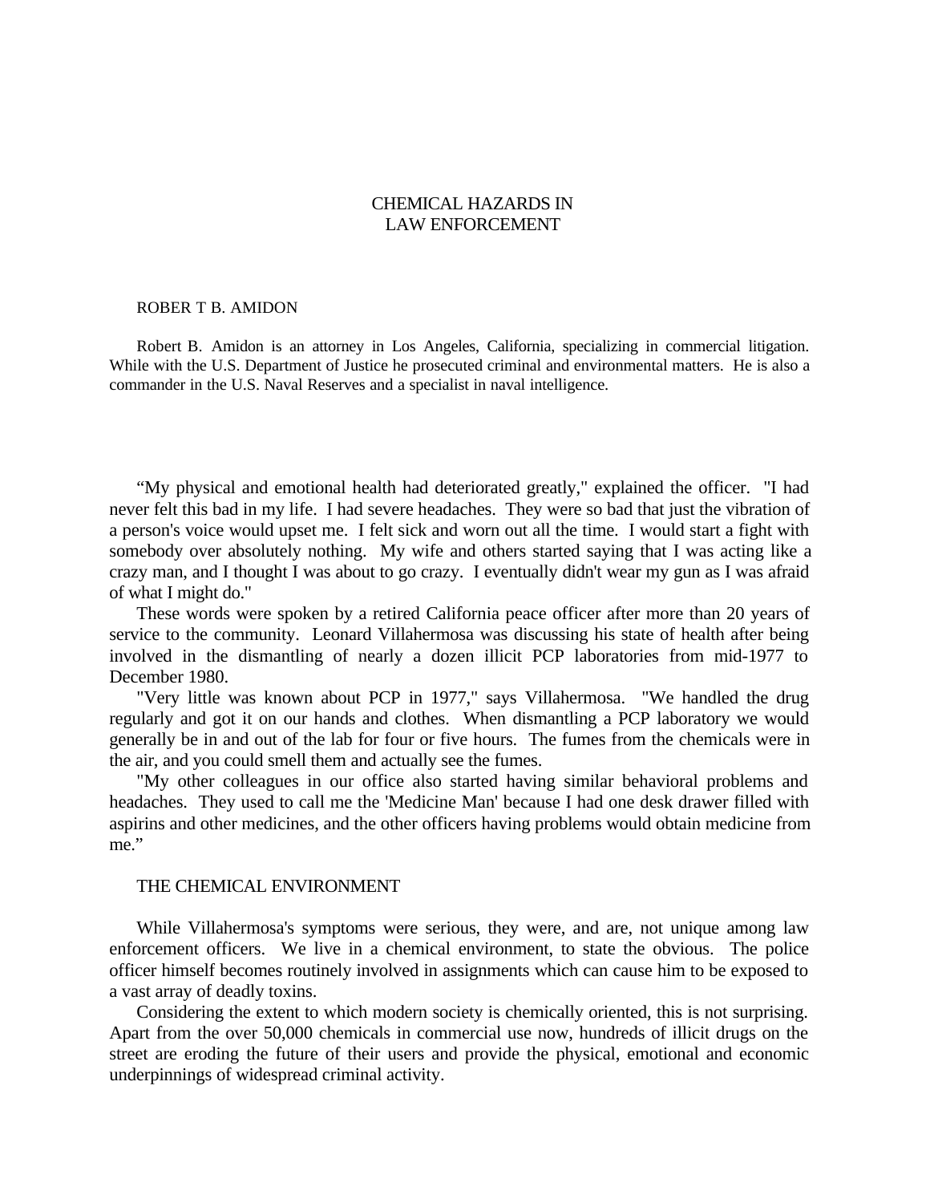# CHEMICAL HAZARDS IN LAW ENFORCEMENT

ROBER T B. AMIDON

Robert B. Amidon is an attorney in Los Angeles, California, specializing in commercial litigation. While with the U.S. Department of Justice he prosecuted criminal and environmental matters. He is also a commander in the U.S. Naval Reserves and a specialist in naval intelligence.

"My physical and emotional health had deteriorated greatly," explained the officer. "I had never felt this bad in my life. I had severe headaches. They were so bad that just the vibration of a person's voice would upset me. I felt sick and worn out all the time. I would start a fight with somebody over absolutely nothing. My wife and others started saying that I was acting like a crazy man, and I thought I was about to go crazy. I eventually didn't wear my gun as I was afraid of what I might do."

These words were spoken by a retired California peace officer after more than 20 years of service to the community. Leonard Villahermosa was discussing his state of health after being involved in the dismantling of nearly a dozen illicit PCP laboratories from mid-1977 to December 1980.

"Very little was known about PCP in 1977," says Villahermosa. "We handled the drug regularly and got it on our hands and clothes. When dismantling a PCP laboratory we would generally be in and out of the lab for four or five hours. The fumes from the chemicals were in the air, and you could smell them and actually see the fumes.

"My other colleagues in our office also started having similar behavioral problems and headaches. They used to call me the 'Medicine Man' because I had one desk drawer filled with aspirins and other medicines, and the other officers having problems would obtain medicine from me."

## THE CHEMICAL ENVIRONMENT

While Villahermosa's symptoms were serious, they were, and are, not unique among law enforcement officers. We live in a chemical environment, to state the obvious. The police officer himself becomes routinely involved in assignments which can cause him to be exposed to a vast array of deadly toxins.

Considering the extent to which modern society is chemically oriented, this is not surprising. Apart from the over 50,000 chemicals in commercial use now, hundreds of illicit drugs on the street are eroding the future of their users and provide the physical, emotional and economic underpinnings of widespread criminal activity.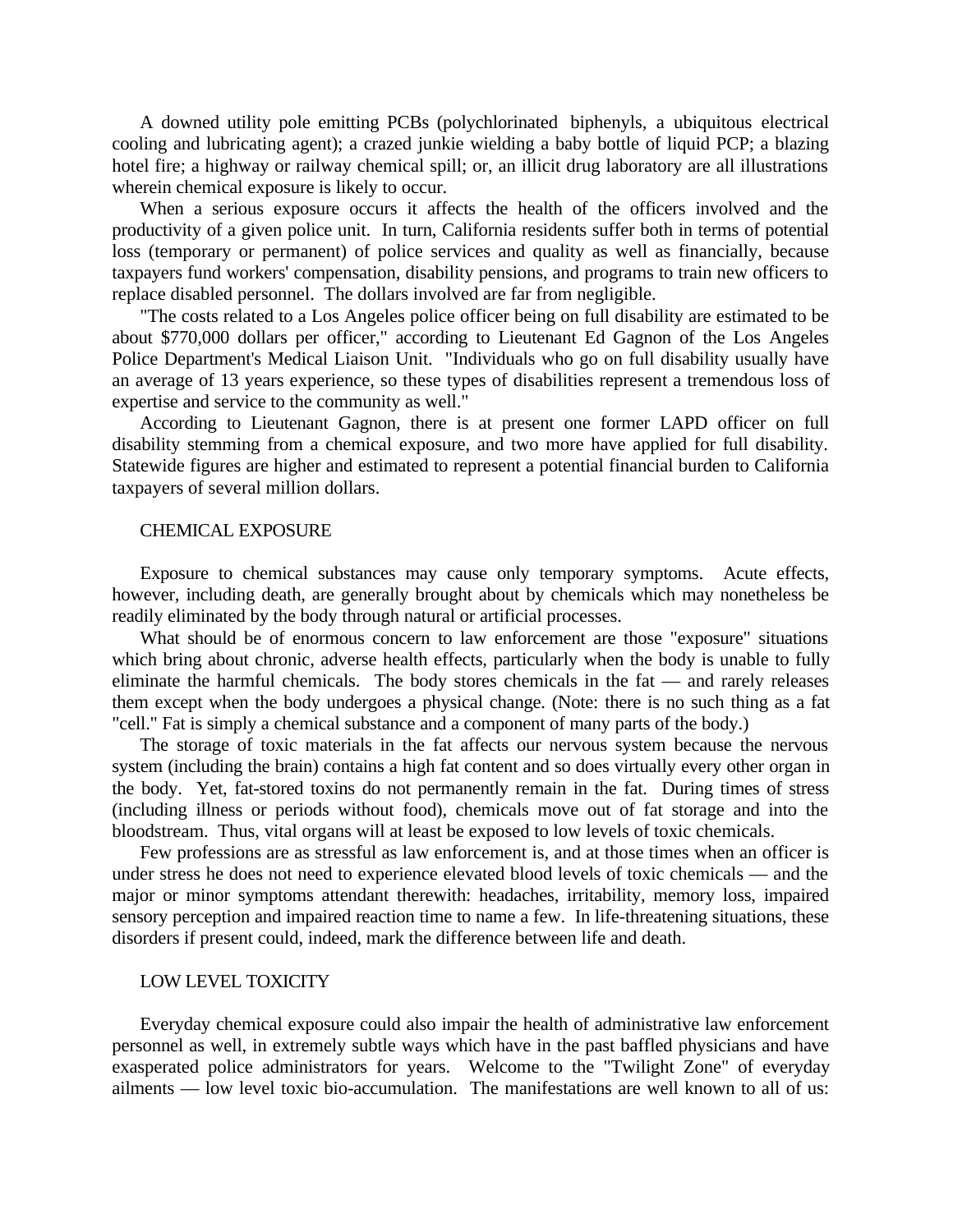A downed utility pole emitting PCBs (polychlorinated biphenyls, a ubiquitous electrical cooling and lubricating agent); a crazed junkie wielding a baby bottle of liquid PCP; a blazing hotel fire; a highway or railway chemical spill; or, an illicit drug laboratory are all illustrations wherein chemical exposure is likely to occur.

When a serious exposure occurs it affects the health of the officers involved and the productivity of a given police unit. In turn, California residents suffer both in terms of potential loss (temporary or permanent) of police services and quality as well as financially, because taxpayers fund workers' compensation, disability pensions, and programs to train new officers to replace disabled personnel. The dollars involved are far from negligible.

"The costs related to a Los Angeles police officer being on full disability are estimated to be about $770,000 dollars per officer," according to Lieutenant Ed Gagnon of the Los Angeles Police Department's Medical Liaison Unit. "Individuals who go on full disability usually have an average of 13 years experience, so these types of disabilities represent a tremendous loss of expertise and service to the community as well."

According to Lieutenant Gagnon, there is at present one former LAPD officer on full disability stemming from a chemical exposure, and two more have applied for full disability. Statewide figures are higher and estimated to represent a potential financial burden to California taxpayers of several million dollars.

## CHEMICAL EXPOSURE

Exposure to chemical substances may cause only temporary symptoms. Acute effects, however, including death, are generally brought about by chemicals which may nonetheless be readily eliminated by the body through natural or artificial processes.

What should be of enormous concern to law enforcement are those "exposure" situations which bring about chronic, adverse health effects, particularly when the body is unable to fully eliminate the harmful chemicals. The body stores chemicals in the fat — and rarely releases them except when the body undergoes a physical change. (Note: there is no such thing as a fat "cell." Fat is simply a chemical substance and a component of many parts of the body.)

The storage of toxic materials in the fat affects our nervous system because the nervous system (including the brain) contains a high fat content and so does virtually every other organ in the body. Yet, fat-stored toxins do not permanently remain in the fat. During times of stress (including illness or periods without food), chemicals move out of fat storage and into the bloodstream. Thus, vital organs will at least be exposed to low levels of toxic chemicals.

Few professions are as stressful as law enforcement is, and at those times when an officer is under stress he does not need to experience elevated blood levels of toxic chemicals — and the major or minor symptoms attendant therewith: headaches, irritability, memory loss, impaired sensory perception and impaired reaction time to name a few. In life-threatening situations, these disorders if present could, indeed, mark the difference between life and death.

## LOW LEVEL TOXICITY

Everyday chemical exposure could also impair the health of administrative law enforcement personnel as well, in extremely subtle ways which have in the past baffled physicians and have exasperated police administrators for years. Welcome to the "Twilight Zone" of everyday ailments — low level toxic bio-accumulation. The manifestations are well known to all of us: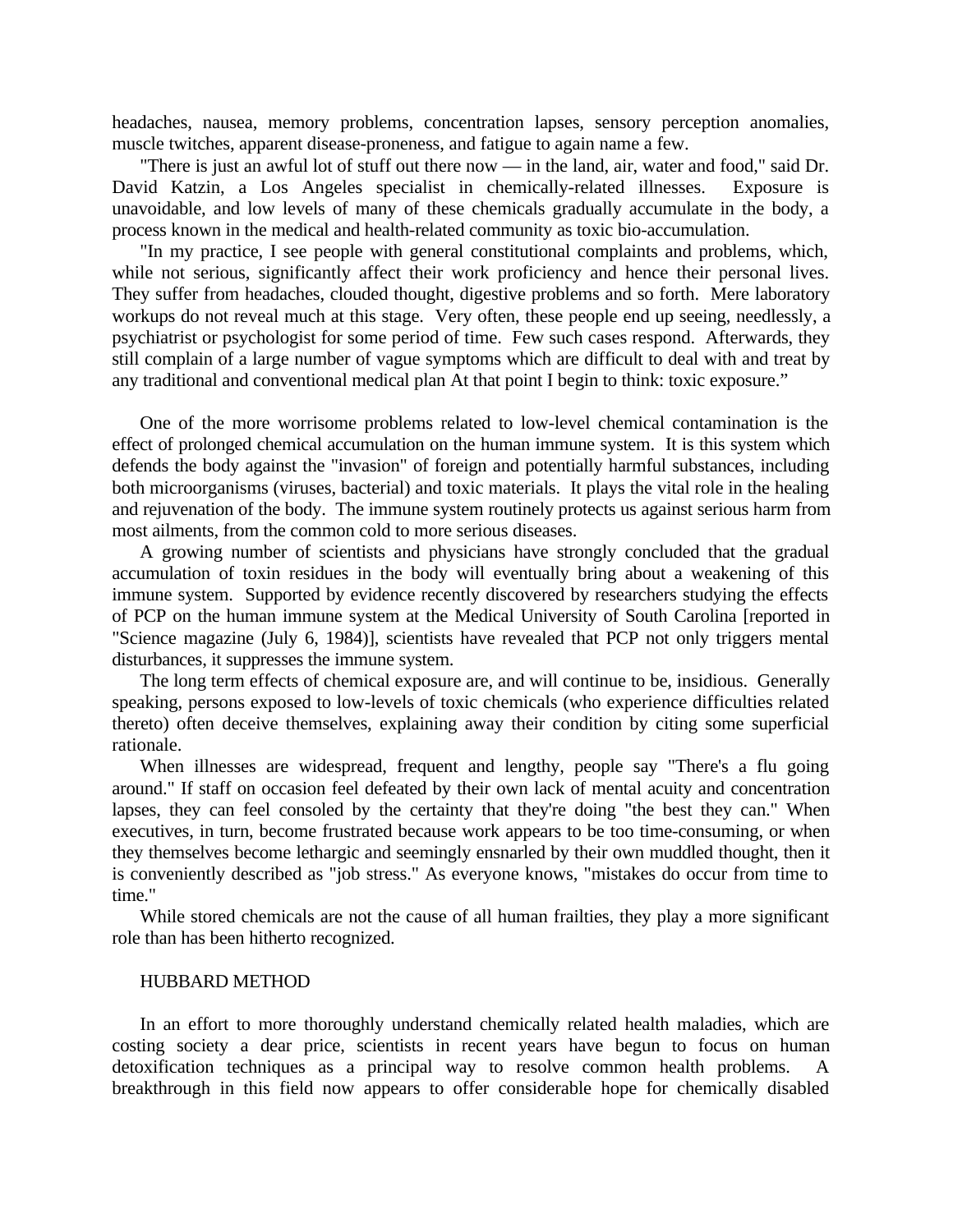headaches, nausea, memory problems, concentration lapses, sensory perception anomalies, muscle twitches, apparent disease-proneness, and fatigue to again name a few.

"There is just an awful lot of stuff out there now — in the land, air, water and food," said Dr. David Katzin, a Los Angeles specialist in chemically-related illnesses. Exposure is unavoidable, and low levels of many of these chemicals gradually accumulate in the body, a process known in the medical and health-related community as toxic bio-accumulation.

"In my practice, I see people with general constitutional complaints and problems, which, while not serious, significantly affect their work proficiency and hence their personal lives. They suffer from headaches, clouded thought, digestive problems and so forth. Mere laboratory workups do not reveal much at this stage. Very often, these people end up seeing, needlessly, a psychiatrist or psychologist for some period of time. Few such cases respond. Afterwards, they still complain of a large number of vague symptoms which are difficult to deal with and treat by any traditional and conventional medical plan At that point I begin to think: toxic exposure."

One of the more worrisome problems related to low-level chemical contamination is the effect of prolonged chemical accumulation on the human immune system. It is this system which defends the body against the "invasion" of foreign and potentially harmful substances, including both microorganisms (viruses, bacterial) and toxic materials. It plays the vital role in the healing and rejuvenation of the body. The immune system routinely protects us against serious harm from most ailments, from the common cold to more serious diseases.

A growing number of scientists and physicians have strongly concluded that the gradual accumulation of toxin residues in the body will eventually bring about a weakening of this immune system. Supported by evidence recently discovered by researchers studying the effects of PCP on the human immune system at the Medical University of South Carolina [reported in "Science magazine (July 6, 1984)], scientists have revealed that PCP not only triggers mental disturbances, it suppresses the immune system.

The long term effects of chemical exposure are, and will continue to be, insidious. Generally speaking, persons exposed to low-levels of toxic chemicals (who experience difficulties related thereto) often deceive themselves, explaining away their condition by citing some superficial rationale.

When illnesses are widespread, frequent and lengthy, people say "There's a flu going around." If staff on occasion feel defeated by their own lack of mental acuity and concentration lapses, they can feel consoled by the certainty that they're doing "the best they can." When executives, in turn, become frustrated because work appears to be too time-consuming, or when they themselves become lethargic and seemingly ensnarled by their own muddled thought, then it is conveniently described as "job stress." As everyone knows, "mistakes do occur from time to time."

While stored chemicals are not the cause of all human frailties, they play a more significant role than has been hitherto recognized.

## HUBBARD METHOD

In an effort to more thoroughly understand chemically related health maladies, which are costing society a dear price, scientists in recent years have begun to focus on human detoxification techniques as a principal way to resolve common health problems. A breakthrough in this field now appears to offer considerable hope for chemically disabled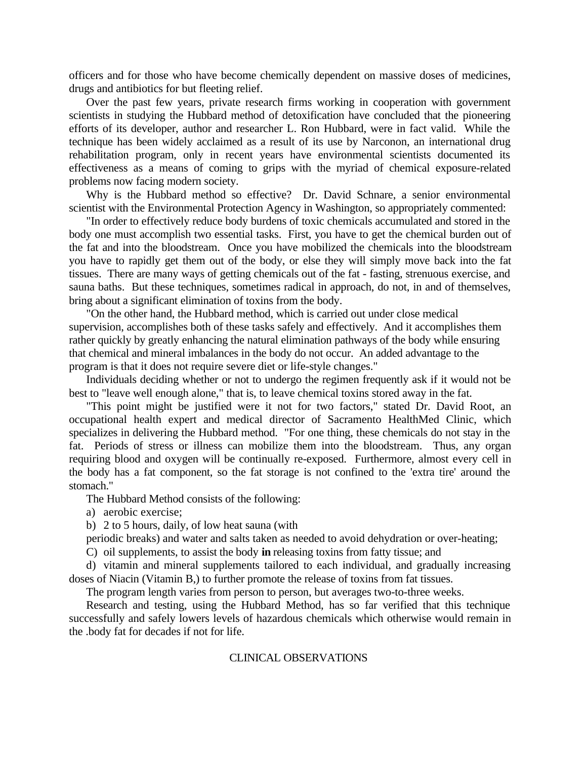officers and for those who have become chemically dependent on massive doses of medicines, drugs and antibiotics for but fleeting relief.

Over the past few years, private research firms working in cooperation with government scientists in studying the Hubbard method of detoxification have concluded that the pioneering efforts of its developer, author and researcher L. Ron Hubbard, were in fact valid. While the technique has been widely acclaimed as a result of its use by Narconon, an international drug rehabilitation program, only in recent years have environmental scientists documented its effectiveness as a means of coming to grips with the myriad of chemical exposure-related problems now facing modern society.

Why is the Hubbard method so effective? Dr. David Schnare, a senior environmental scientist with the Environmental Protection Agency in Washington, so appropriately commented:

"In order to effectively reduce body burdens of toxic chemicals accumulated and stored in the body one must accomplish two essential tasks. First, you have to get the chemical burden out of the fat and into the bloodstream. Once you have mobilized the chemicals into the bloodstream you have to rapidly get them out of the body, or else they will simply move back into the fat tissues. There are many ways of getting chemicals out of the fat - fasting, strenuous exercise, and sauna baths. But these techniques, sometimes radical in approach, do not, in and of themselves, bring about a significant elimination of toxins from the body.

"On the other hand, the Hubbard method, which is carried out under close medical supervision, accomplishes both of these tasks safely and effectively. And it accomplishes them rather quickly by greatly enhancing the natural elimination pathways of the body while ensuring that chemical and mineral imbalances in the body do not occur. An added advantage to the program is that it does not require severe diet or life-style changes."

Individuals deciding whether or not to undergo the regimen frequently ask if it would not be best to "leave well enough alone," that is, to leave chemical toxins stored away in the fat.

"This point might be justified were it not for two factors," stated Dr. David Root, an occupational health expert and medical director of Sacramento HealthMed Clinic, which specializes in delivering the Hubbard method. "For one thing, these chemicals do not stay in the fat. Periods of stress or illness can mobilize them into the bloodstream. Thus, any organ requiring blood and oxygen will be continually re-exposed. Furthermore, almost every cell in the body has a fat component, so the fat storage is not confined to the 'extra tire' around the stomach."

The Hubbard Method consists of the following:

a) aerobic exercise;

b) 2 to 5 hours, daily, of low heat sauna (with periodic breaks) and water and salts taken as needed to avoid dehydration or over-heating;

C) oil supplements, to assist the body **in** releasing toxins from fatty tissue; and

d) vitamin and mineral supplements tailored to each individual, and gradually increasing doses of Niacin (Vitamin B,) to further promote the release of toxins from fat tissues.

The program length varies from person to person, but averages two-to-three weeks.

Research and testing, using the Hubbard Method, has so far verified that this technique successfully and safely lowers levels of hazardous chemicals which otherwise would remain in the .body fat for decades if not for life.

## CLINICAL OBSERVATIONS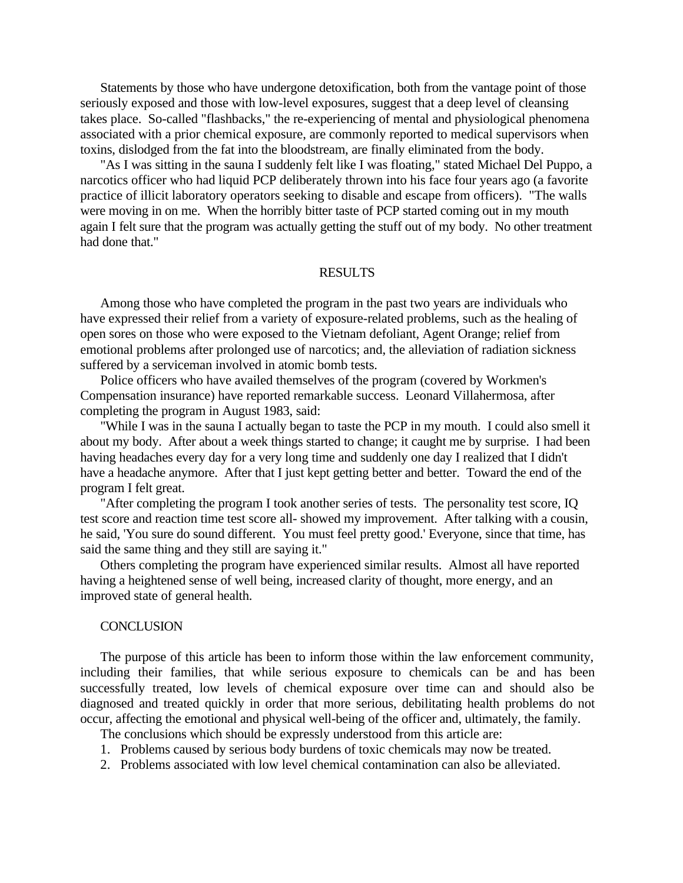Statements by those who have undergone detoxification, both from the vantage point of those seriously exposed and those with low-level exposures, suggest that a deep level of cleansing takes place. So-called "flashbacks," the re-experiencing of mental and physiological phenomena associated with a prior chemical exposure, are commonly reported to medical supervisors when toxins, dislodged from the fat into the bloodstream, are finally eliminated from the body.

"As I was sitting in the sauna I suddenly felt like I was floating," stated Michael Del Puppo, a narcotics officer who had liquid PCP deliberately thrown into his face four years ago (a favorite practice of illicit laboratory operators seeking to disable and escape from officers). "The walls were moving in on me. When the horribly bitter taste of PCP started coming out in my mouth again I felt sure that the program was actually getting the stuff out of my body. No other treatment had done that."

## RESULTS

Among those who have completed the program in the past two years are individuals who have expressed their relief from a variety of exposure-related problems, such as the healing of open sores on those who were exposed to the Vietnam defoliant, Agent Orange; relief from emotional problems after prolonged use of narcotics; and, the alleviation of radiation sickness suffered by a serviceman involved in atomic bomb tests.

Police officers who have availed themselves of the program (covered by Workmen's Compensation insurance) have reported remarkable success. Leonard Villahermosa, after completing the program in August 1983, said:

"While I was in the sauna I actually began to taste the PCP in my mouth. I could also smell it about my body. After about a week things started to change; it caught me by surprise. I had been having headaches every day for a very long time and suddenly one day I realized that I didn't have a headache anymore. After that I just kept getting better and better. Toward the end of the program I felt great.

"After completing the program I took another series of tests. The personality test score, IQ test score and reaction time test score all- showed my improvement. After talking with a cousin, he said, 'You sure do sound different. You must feel pretty good.' Everyone, since that time, has said the same thing and they still are saying it."

Others completing the program have experienced similar results. Almost all have reported having a heightened sense of well being, increased clarity of thought, more energy, and an improved state of general health.

## CONCLUSION

The purpose of this article has been to inform those within the law enforcement community, including their families, that while serious exposure to chemicals can be and has been successfully treated, low levels of chemical exposure over time can and should also be diagnosed and treated quickly in order that more serious, debilitating health problems do not occur, affecting the emotional and physical well-being of the officer and, ultimately, the family.

The conclusions which should be expressly understood from this article are:

1. Problems caused by serious body burdens of toxic chemicals may now be treated.
2. Problems associated with low level chemical contamination can also be alleviated.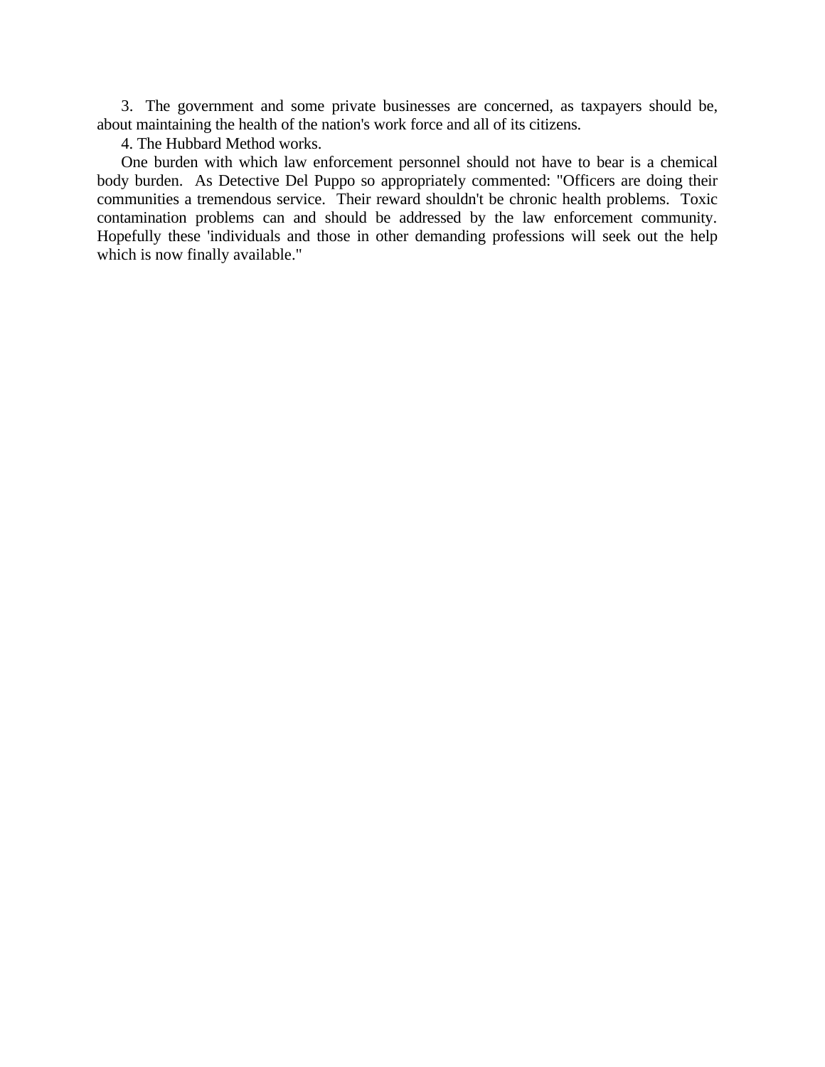3. The government and some private businesses are concerned, as taxpayers should be, about maintaining the health of the nation's work force and all of its citizens.

4. The Hubbard Method works.

One burden with which law enforcement personnel should not have to bear is a chemical body burden. As Detective Del Puppo so appropriately commented: "Officers are doing their communities a tremendous service. Their reward shouldn't be chronic health problems. Toxic contamination problems can and should be addressed by the law enforcement community. Hopefully these 'individuals and those in other demanding professions will seek out the help which is now finally available."